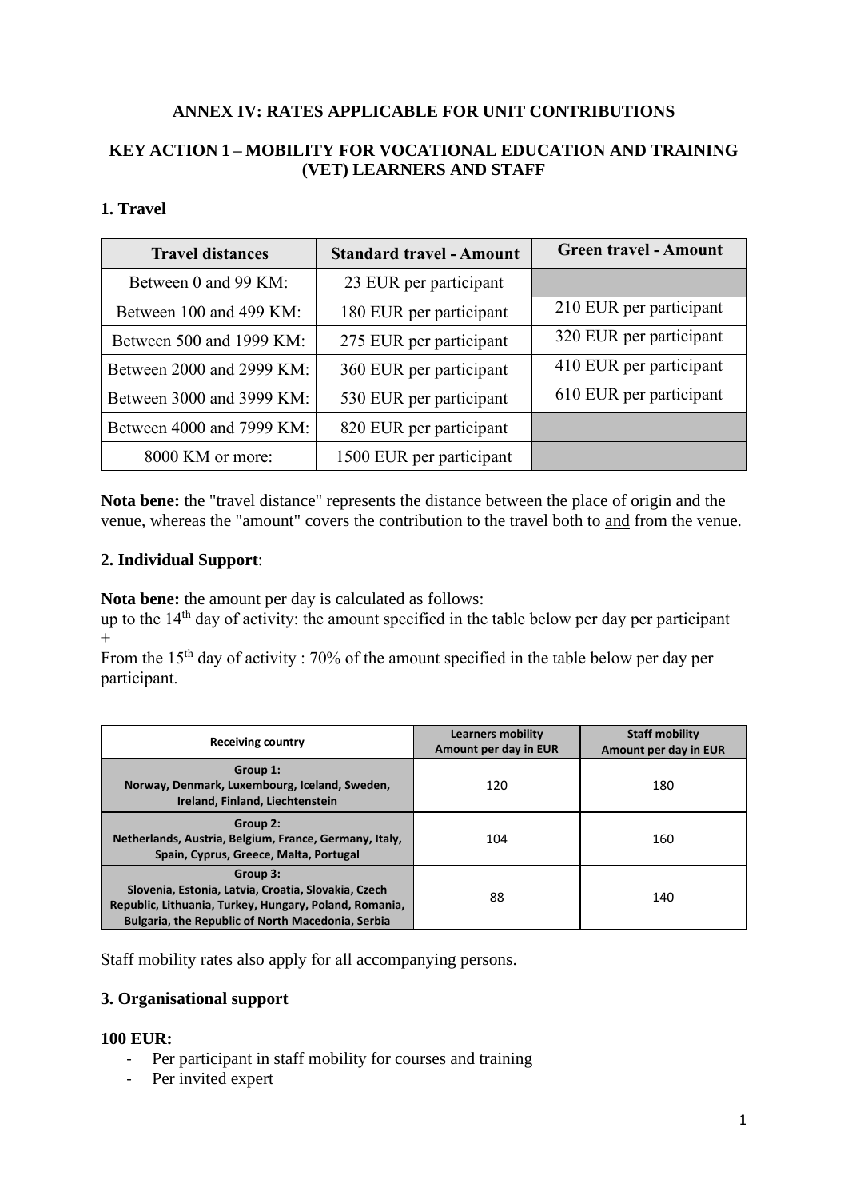**ANNEX IV: RATES APPLICABLE FOR UNIT CONTRIBUTIONS**

**KEY ACTION 1 – MOBILITY FOR VOCATIONAL EDUCATION AND TRAINING (VET) LEARNERS AND STAFF**

## 1. Travel

| Travel distances | Standard travel - Amount | Green travel - Amount |
|---|---|---|
| Between 0 and 99 KM: | 23 EUR per participant | |
| Between 100 and 499 KM: | 180 EUR per participant | 210 EUR per participant |
| Between 500 and 1999 KM: | 275 EUR per participant | 320 EUR per participant |
| Between 2000 and 2999 KM: | 360 EUR per participant | 410 EUR per participant |
| Between 3000 and 3999 KM: | 530 EUR per participant | 610 EUR per participant |
| Between 4000 and 7999 KM: | 820 EUR per participant | |
| 8000 KM or more: | 1500 EUR per participant | |

**Nota bene:** the "travel distance" represents the distance between the place of origin and the venue, whereas the "amount" covers the contribution to the travel both to and from the venue.

## 2. Individual Support:

**Nota bene:** the amount per day is calculated as follows:
up to the 14th day of activity: the amount specified in the table below per day per participant
+
From the 15th day of activity : 70% of the amount specified in the table below per day per participant.

| Receiving country | Learners mobility Amount per day in EUR | Staff mobility Amount per day in EUR |
|---|---|---|
| **Group 1:** Norway, Denmark, Luxembourg, Iceland, Sweden, Ireland, Finland, Liechtenstein | 120 | 180 |
| **Group 2:** Netherlands, Austria, Belgium, France, Germany, Italy, Spain, Cyprus, Greece, Malta, Portugal | 104 | 160 |
| **Group 3:** Slovenia, Estonia, Latvia, Croatia, Slovakia, Czech Republic, Lithuania, Turkey, Hungary, Poland, Romania, Bulgaria, the Republic of North Macedonia, Serbia | 88 | 140 |

Staff mobility rates also apply for all accompanying persons.

## 3. Organisational support

**100 EUR:**

- Per participant in staff mobility for courses and training
- Per invited expert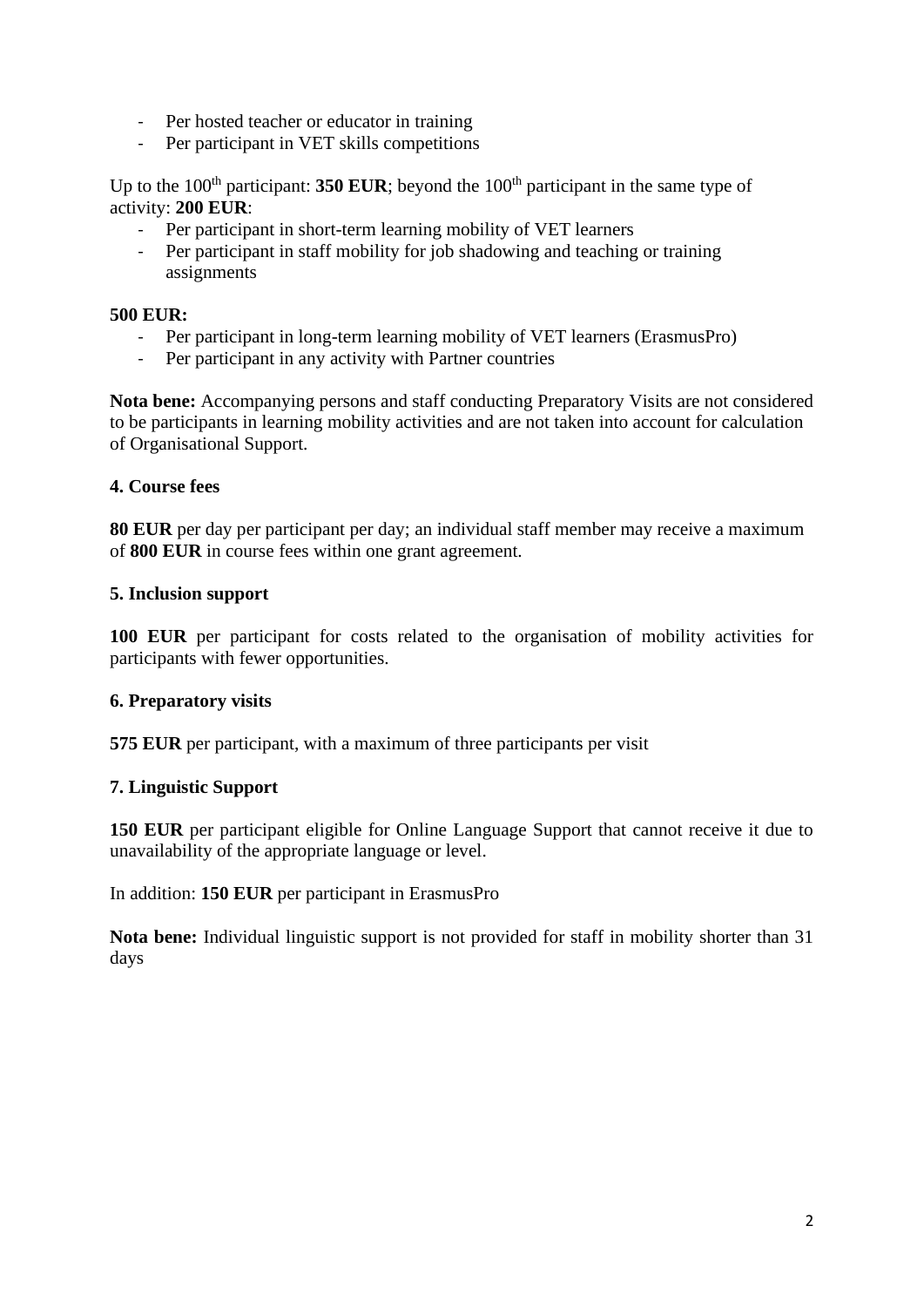- Per hosted teacher or educator in training
- Per participant in VET skills competitions

Up to the 100th participant: **350 EUR**; beyond the 100th participant in the same type of activity: **200 EUR**:

- Per participant in short-term learning mobility of VET learners
- Per participant in staff mobility for job shadowing and teaching or training assignments

**500 EUR:**

- Per participant in long-term learning mobility of VET learners (ErasmusPro)
- Per participant in any activity with Partner countries

**Nota bene:** Accompanying persons and staff conducting Preparatory Visits are not considered to be participants in learning mobility activities and are not taken into account for calculation of Organisational Support.

**4. Course fees**

**80 EUR** per day per participant per day; an individual staff member may receive a maximum of **800 EUR** in course fees within one grant agreement.

**5. Inclusion support**

**100 EUR** per participant for costs related to the organisation of mobility activities for participants with fewer opportunities.

**6. Preparatory visits**

**575 EUR** per participant, with a maximum of three participants per visit

**7. Linguistic Support**

**150 EUR** per participant eligible for Online Language Support that cannot receive it due to unavailability of the appropriate language or level.

In addition: **150 EUR** per participant in ErasmusPro

**Nota bene:** Individual linguistic support is not provided for staff in mobility shorter than 31 days